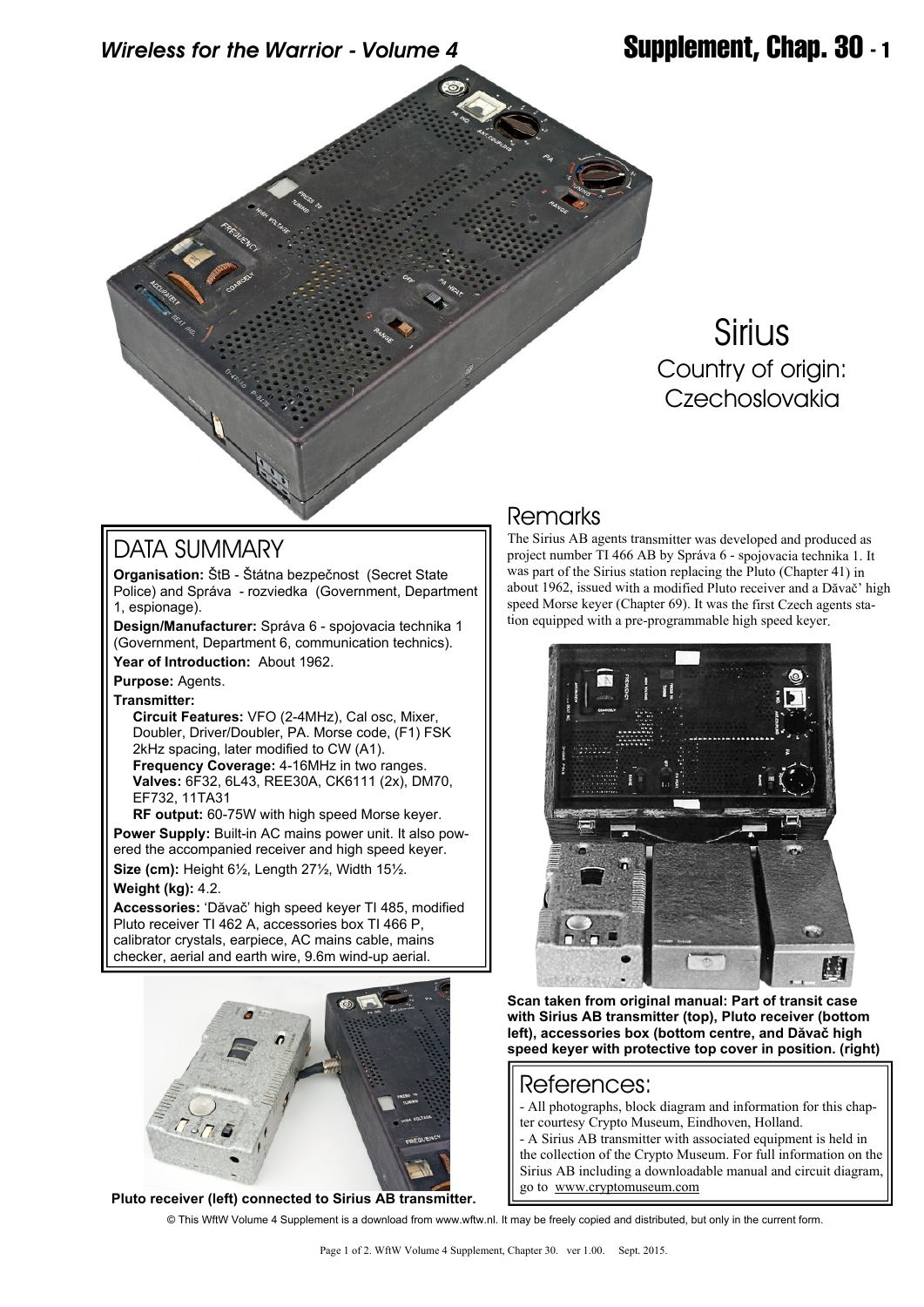# Sirius

Country of origin: Czechoslovakia

## DATA SUMMARY

**Organisation:** ŠtB - Štátna bezpečnost (Secret State Police) and Správa - rozviedka (Government, Department 1, espionage).

**Design/Manufacturer:** Správa 6 - spojovacia technika 1 (Government, Department 6, communication technics).

**Year of Introduction:** About 1962.

**Purpose:** Agents.

**Transmitter:**

**Circuit Features:** VFO (2-4MHz), Cal osc, Mixer, Doubler, Driver/Doubler, PA. Morse code, (F1) FSK 2kHz spacing, later modified to CW (A1).

**Frequency Coverage:** 4-16MHz in two ranges.

**Valves:** 6F32, 6L43, REE30A, CK6111 (2x), DM70, EF732, 11TA31

**RF output:** 60-75W with high speed Morse keyer.

**Power Supply:** Built-in AC mains power unit. It also powered the accompanied receiver and high speed keyer.

**Size (cm):** Height 6½, Length 27½, Width 15½.

**Weight (kg):** 4.2.

**Accessories:** 'Dăvač' high speed keyer TI 485, modified Pluto receiver TI 462 A, accessories box TI 466 P, calibrator crystals, earpiece, AC mains cable, mains checker, aerial and earth wire, 9.6m wind-up aerial.

**Pluto receiver (left) connected to Sirius AB transmitter.**

## Remarks

The Sirius AB agents transmitter was developed and produced as project number TI 466 AB by Správa 6 - spojovacia technika 1. It was part of the Sirius station replacing the Pluto (Chapter 41) in about 1962, issued with a modified Pluto receiver and a Dăvač' high speed Morse keyer (Chapter 69). It was the first Czech agents station equipped with a pre-programmable high speed keyer.

**Scan taken from original manual: Part of transit case with Sirius AB transmitter (top), Pluto receiver (bottom left), accessories box (bottom centre, and Dăvač high speed keyer with protective top cover in position. (right)**

## References:

- All photographs, block diagram and information for this chapter courtesy Crypto Museum, Eindhoven, Holland.
- A Sirius AB transmitter with associated equipment is held in the collection of the Crypto Museum. For full information on the Sirius AB including a downloadable manual and circuit diagram, go to www.cryptomuseum.com

© This WftW Volume 4 Supplement is a download from www.wftw.nl. It may be freely copied and distributed, but only in the current form.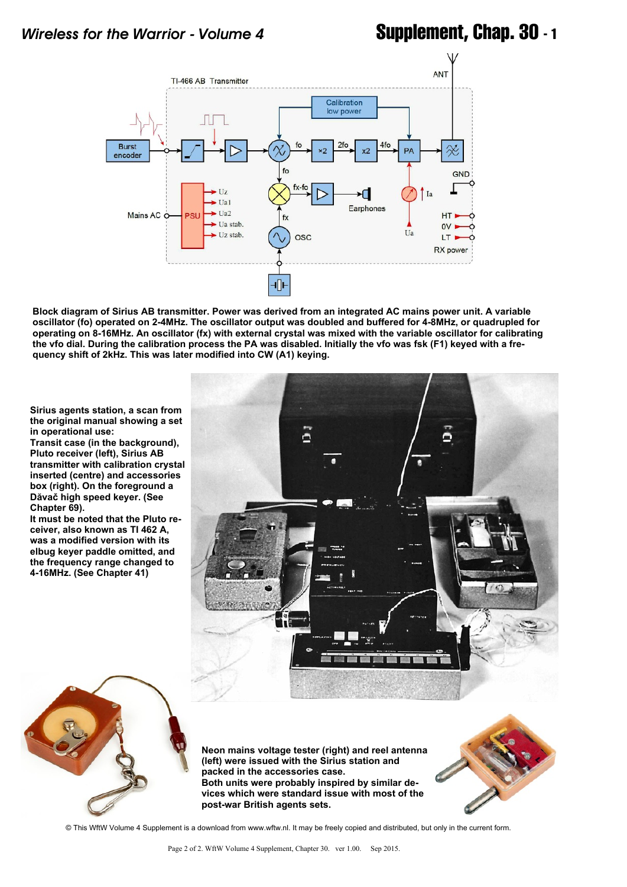Block diagram of Sirius AB transmitter. Power was derived from an integrated AC mains power unit. A variable oscillator (fo) operated on 2-4MHz. The oscillator output was doubled and buffered for 4-8MHz, or quadrupled for operating on 8-16MHz. An oscillator (fx) with external crystal was mixed with the variable oscillator for calibrating the vfo dial. During the calibration process the PA was disabled. Initially the vfo was fsk (F1) keyed with a frequency shift of 2kHz. This was later modified into CW (A1) keying.

**Sirius agents station, a scan from the original manual showing a set in operational use:**
**Transit case (in the background), Pluto receiver (left), Sirius AB transmitter with calibration crystal inserted (centre) and accessories box (right). On the foreground a Dávač high speed keyer. (See Chapter 69).**
**It must be noted that the Pluto receiver, also known as TI 462 A, was a modified version with its elbug keyer paddle omitted, and the frequency range changed to 4-16MHz. (See Chapter 41)**

**Neon mains voltage tester (right) and reel antenna (left) were issued with the Sirius station and packed in the accessories case.**
**Both units were probably inspired by similar devices which were standard issue with most of the post-war British agents sets.**

© This WftW Volume 4 Supplement is a download from www.wftw.nl. It may be freely copied and distributed, but only in the current form.